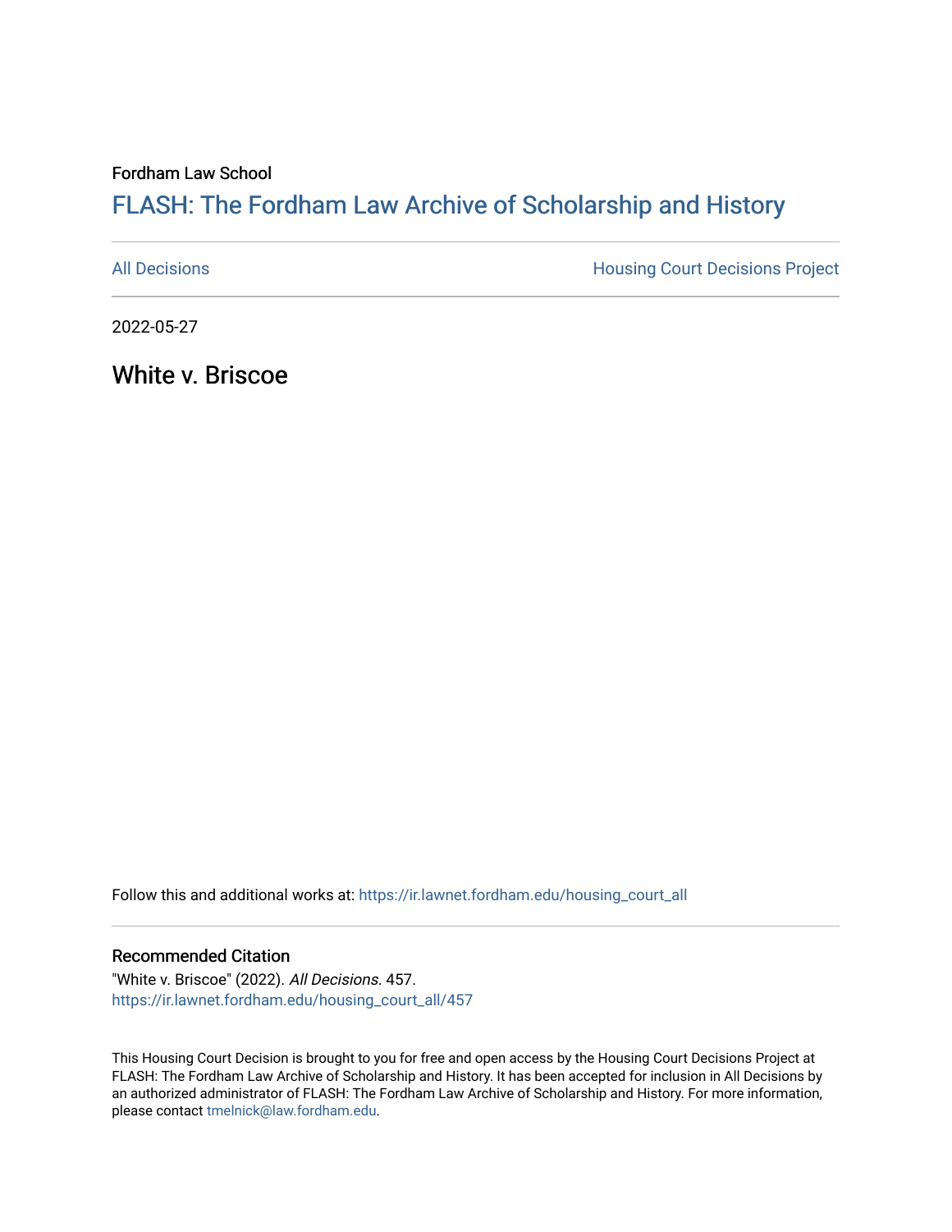Fordham Law School

# FLASH: The Fordham Law Archive of Scholarship and History

All Decisions | Housing Court Decisions Project

2022-05-27

## White v. Briscoe

Follow this and additional works at: https://ir.lawnet.fordham.edu/housing_court_all

### Recommended Citation

"White v. Briscoe" (2022). *All Decisions*. 457.
https://ir.lawnet.fordham.edu/housing_court_all/457

This Housing Court Decision is brought to you for free and open access by the Housing Court Decisions Project at FLASH: The Fordham Law Archive of Scholarship and History. It has been accepted for inclusion in All Decisions by an authorized administrator of FLASH: The Fordham Law Archive of Scholarship and History. For more information, please contact tmelnick@law.fordham.edu.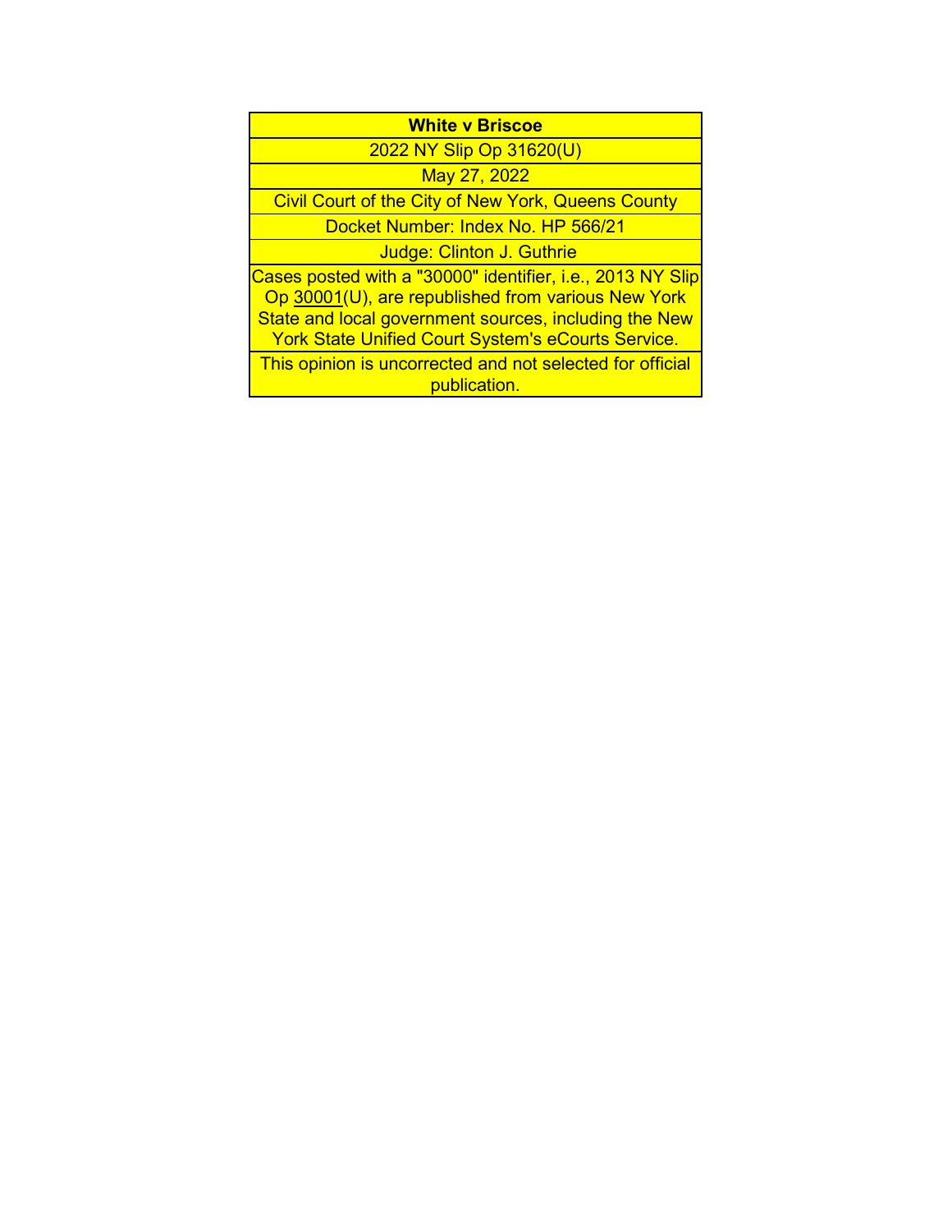| White v Briscoe |
| --- |
| 2022 NY Slip Op 31620(U) |
| May 27, 2022 |
| Civil Court of the City of New York, Queens County |
| Docket Number: Index No. HP 566/21 |
| Judge: Clinton J. Guthrie |
| Cases posted with a "30000" identifier, i.e., 2013 NY Slip Op 30001(U), are republished from various New York State and local government sources, including the New York State Unified Court System's eCourts Service. |
| This opinion is uncorrected and not selected for official publication. |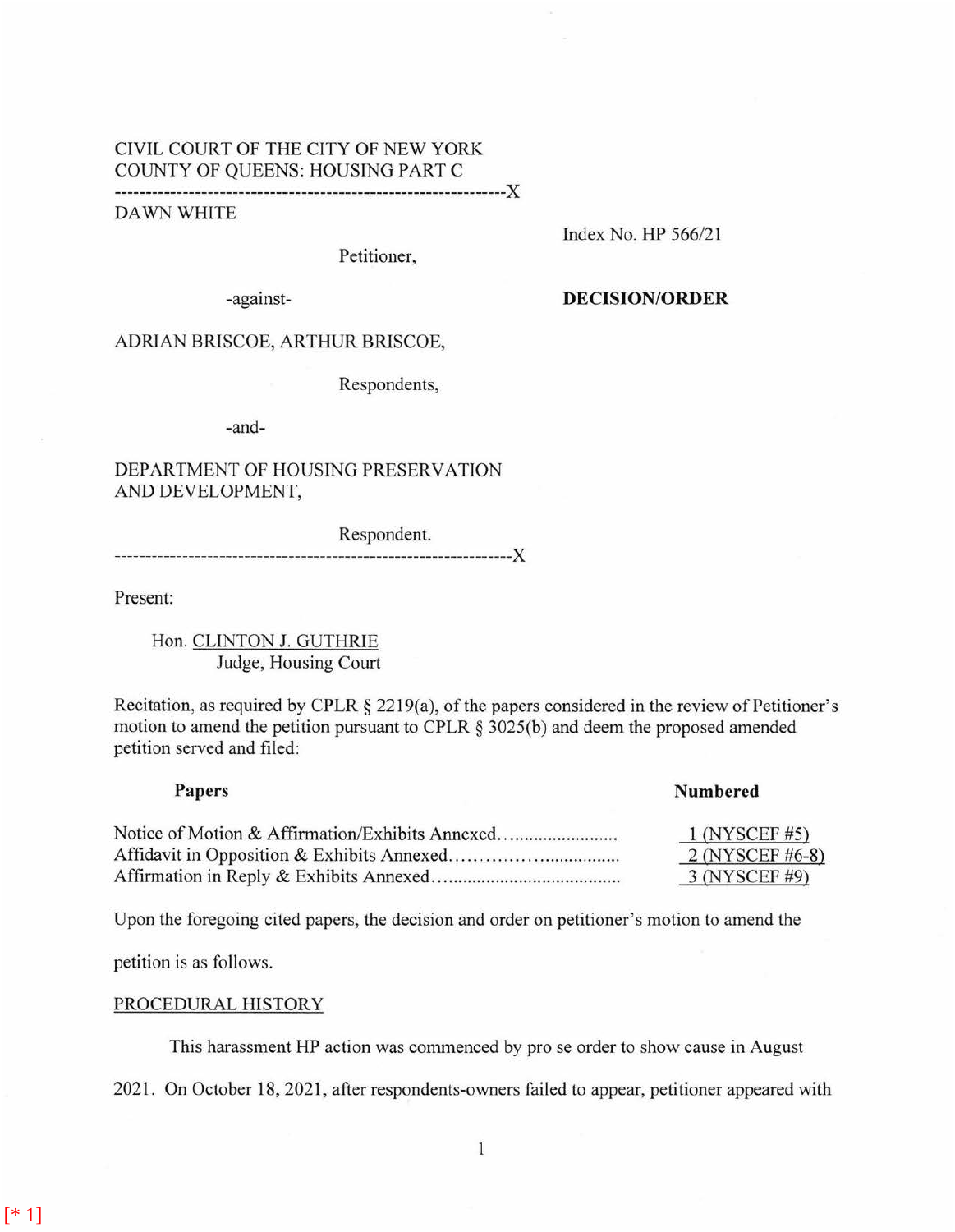CIVIL COURT OF THE CITY OF NEW YORK
COUNTY OF QUEENS: HOUSING PART C

---

DAWN WHITE

Petitioner,

-against-

ADRIAN BRISCOE, ARTHUR BRISCOE,

Respondents,

-and-

DEPARTMENT OF HOUSING PRESERVATION AND DEVELOPMENT,

Respondent.

---

Index No. HP 566/21

**DECISION/ORDER**

Present:

Hon. CLINTON J. GUTHRIE
Judge, Housing Court

Recitation, as required by CPLR § 2219(a), of the papers considered in the review of Petitioner's motion to amend the petition pursuant to CPLR § 3025(b) and deem the proposed amended petition served and filed:

| Papers | Numbered |
|---|---|
| Notice of Motion & Affirmation/Exhibits Annexed........................ | 1 (NYSCEF #5) |
| Affidavit in Opposition & Exhibits Annexed.................................. | 2 (NYSCEF #6-8) |
| Affirmation in Reply & Exhibits Annexed...................................... | 3 (NYSCEF #9) |

Upon the foregoing cited papers, the decision and order on petitioner's motion to amend the petition is as follows.

PROCEDURAL HISTORY

This harassment HP action was commenced by pro se order to show cause in August 2021. On October 18, 2021, after respondents-owners failed to appear, petitioner appeared with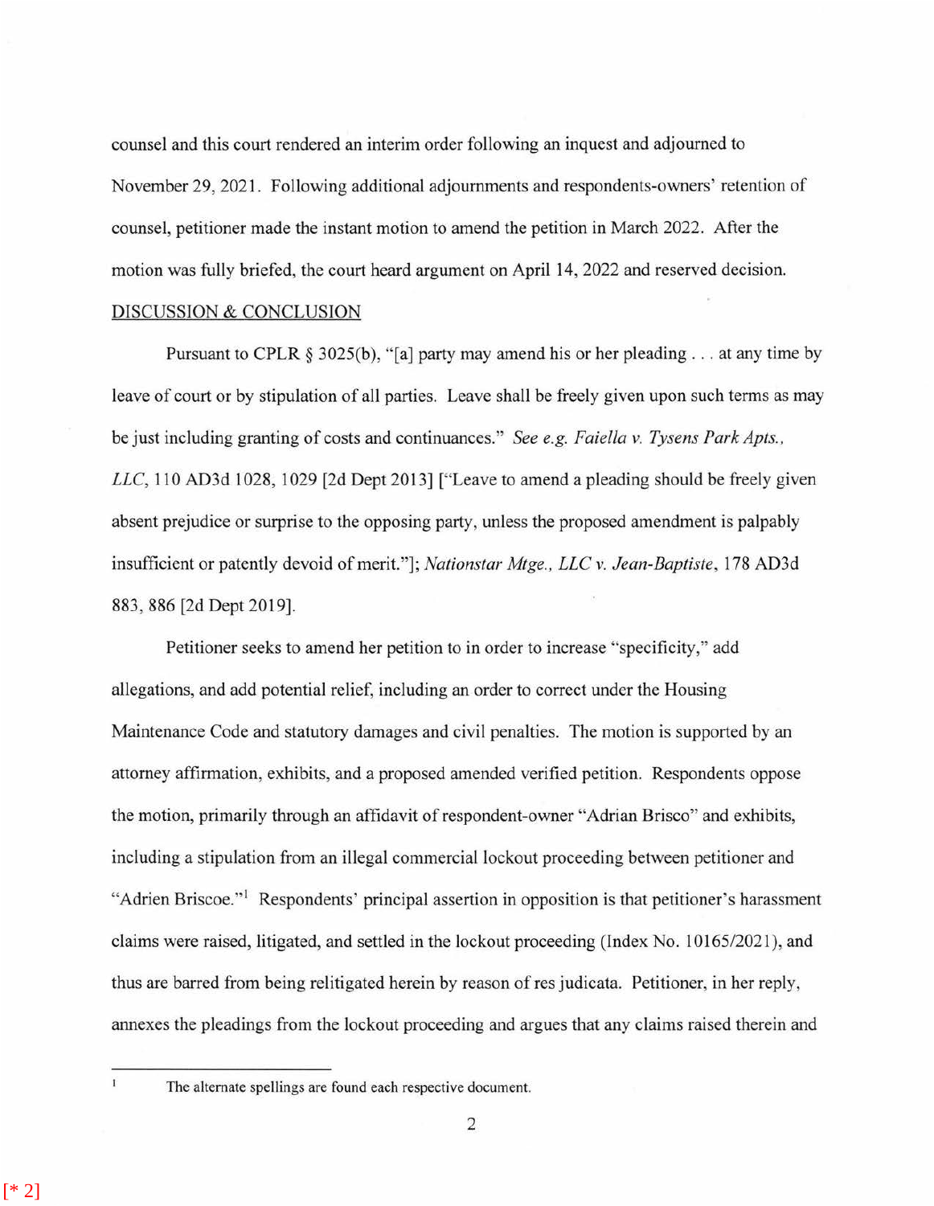counsel and this court rendered an interim order following an inquest and adjourned to November 29, 2021. Following additional adjournments and respondents-owners' retention of counsel, petitioner made the instant motion to amend the petition in March 2022. After the motion was fully briefed, the court heard argument on April 14, 2022 and reserved decision.

DISCUSSION & CONCLUSION

Pursuant to CPLR § 3025(b), "[a] party may amend his or her pleading . . . at any time by leave of court or by stipulation of all parties. Leave shall be freely given upon such terms as may be just including granting of costs and continuances." *See e.g. Faiella v. Tysens Park Apts., LLC*, 110 AD3d 1028, 1029 [2d Dept 2013] ["Leave to amend a pleading should be freely given absent prejudice or surprise to the opposing party, unless the proposed amendment is palpably insufficient or patently devoid of merit."]; *Nationstar Mtge., LLC v. Jean-Baptiste*, 178 AD3d 883, 886 [2d Dept 2019].

Petitioner seeks to amend her petition to in order to increase "specificity," add allegations, and add potential relief, including an order to correct under the Housing Maintenance Code and statutory damages and civil penalties. The motion is supported by an attorney affirmation, exhibits, and a proposed amended verified petition. Respondents oppose the motion, primarily through an affidavit of respondent-owner "Adrian Brisco" and exhibits, including a stipulation from an illegal commercial lockout proceeding between petitioner and "Adrien Briscoe."[1] Respondents' principal assertion in opposition is that petitioner's harassment claims were raised, litigated, and settled in the lockout proceeding (Index No. 10165/2021), and thus are barred from being relitigated herein by reason of res judicata. Petitioner, in her reply, annexes the pleadings from the lockout proceeding and argues that any claims raised therein and

[1] The alternate spellings are found each respective document.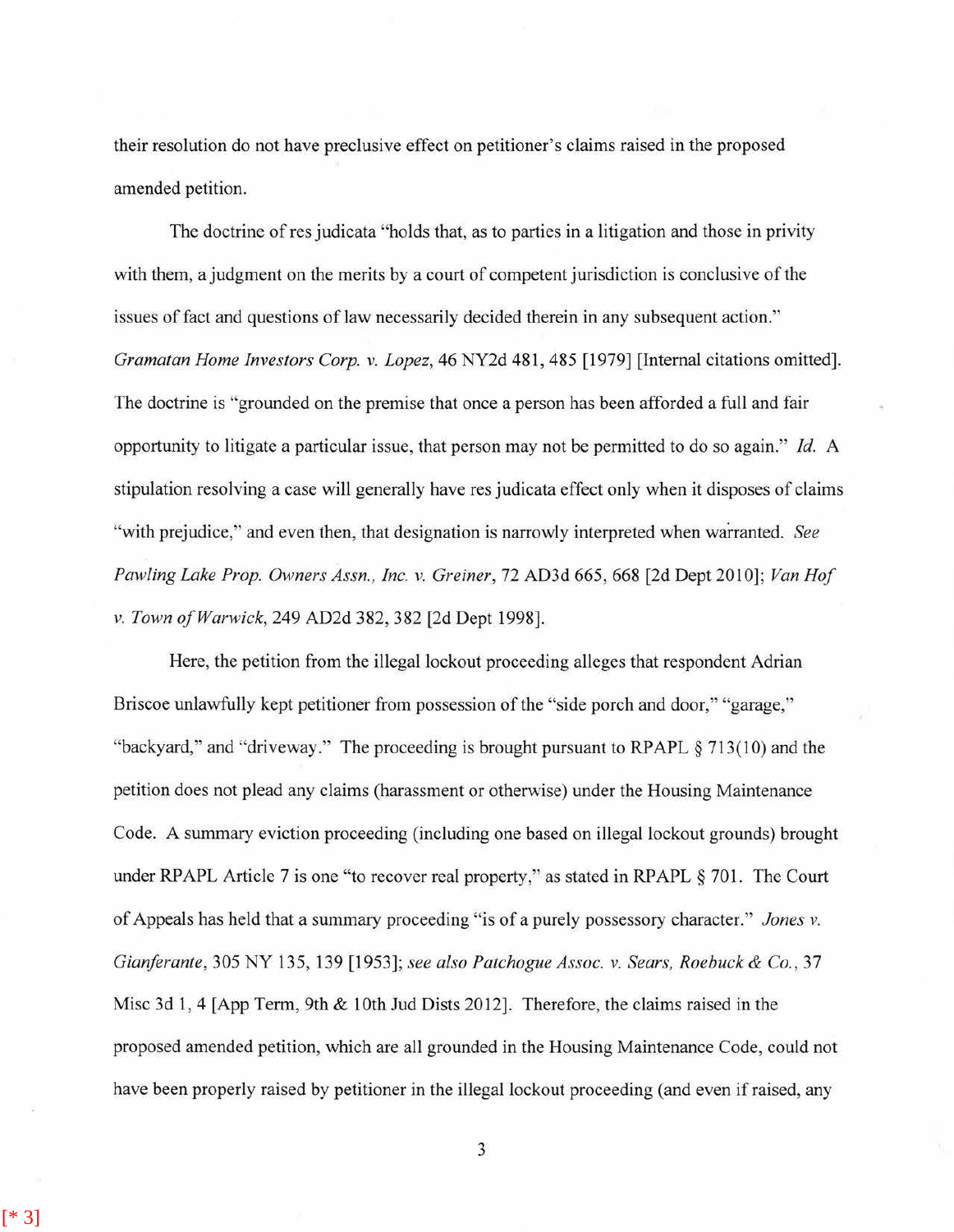their resolution do not have preclusive effect on petitioner's claims raised in the proposed amended petition.

The doctrine of res judicata "holds that, as to parties in a litigation and those in privity with them, a judgment on the merits by a court of competent jurisdiction is conclusive of the issues of fact and questions of law necessarily decided therein in any subsequent action." *Gramatan Home Investors Corp. v. Lopez*, 46 NY2d 481, 485 [1979] [Internal citations omitted]. The doctrine is "grounded on the premise that once a person has been afforded a full and fair opportunity to litigate a particular issue, that person may not be permitted to do so again." *Id.* A stipulation resolving a case will generally have res judicata effect only when it disposes of claims "with prejudice," and even then, that designation is narrowly interpreted when warranted. *See Pawling Lake Prop. Owners Assn., Inc. v. Greiner*, 72 AD3d 665, 668 [2d Dept 2010]; *Van Hof v. Town of Warwick*, 249 AD2d 382, 382 [2d Dept 1998].

Here, the petition from the illegal lockout proceeding alleges that respondent Adrian Briscoe unlawfully kept petitioner from possession of the "side porch and door," "garage," "backyard," and "driveway." The proceeding is brought pursuant to RPAPL § 713(10) and the petition does not plead any claims (harassment or otherwise) under the Housing Maintenance Code. A summary eviction proceeding (including one based on illegal lockout grounds) brought under RPAPL Article 7 is one "to recover real property," as stated in RPAPL § 701. The Court of Appeals has held that a summary proceeding "is of a purely possessory character." *Jones v. Gianferante*, 305 NY 135, 139 [1953]; *see also Patchogue Assoc. v. Sears, Roebuck & Co.*, 37 Misc 3d 1, 4 [App Term, 9th & 10th Jud Dists 2012]. Therefore, the claims raised in the proposed amended petition, which are all grounded in the Housing Maintenance Code, could not have been properly raised by petitioner in the illegal lockout proceeding (and even if raised, any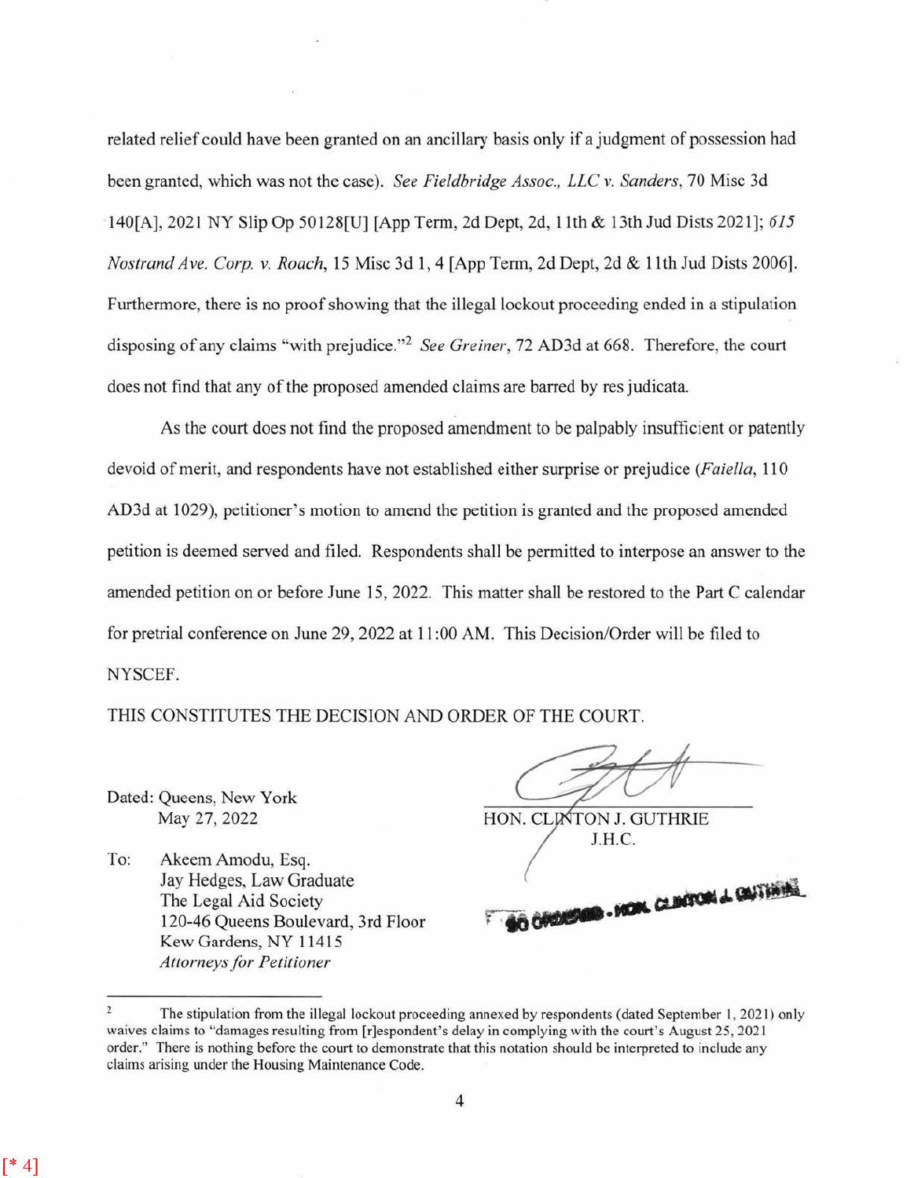related relief could have been granted on an ancillary basis only if a judgment of possession had been granted, which was not the case). *See Fieldbridge Assoc., LLC v. Sanders*, 70 Misc 3d 140[A], 2021 NY Slip Op 50128[U] [App Term, 2d Dept, 2d, 11th & 13th Jud Dists 2021]; *615 Nostrand Ave. Corp. v. Roach*, 15 Misc 3d 1, 4 [App Term, 2d Dept, 2d & 11th Jud Dists 2006]. Furthermore, there is no proof showing that the illegal lockout proceeding ended in a stipulation disposing of any claims "with prejudice."[2] *See Greiner*, 72 AD3d at 668. Therefore, the court does not find that any of the proposed amended claims are barred by res judicata.

As the court does not find the proposed amendment to be palpably insufficient or patently devoid of merit, and respondents have not established either surprise or prejudice (*Faiella*, 110 AD3d at 1029), petitioner's motion to amend the petition is granted and the proposed amended petition is deemed served and filed. Respondents shall be permitted to interpose an answer to the amended petition on or before June 15, 2022. This matter shall be restored to the Part C calendar for pretrial conference on June 29, 2022 at 11:00 AM. This Decision/Order will be filed to NYSCEF.

THIS CONSTITUTES THE DECISION AND ORDER OF THE COURT.

Dated: Queens, New York
May 27, 2022

HON. CLINTON J. GUTHRIE
J.H.C.

SO ORDERED - HON. CLINTON J. GUTHRIE

To: Akeem Amodu, Esq.
Jay Hedges, Law Graduate
The Legal Aid Society
120-46 Queens Boulevard, 3rd Floor
Kew Gardens, NY 11415
*Attorneys for Petitioner*

---

[2] The stipulation from the illegal lockout proceeding annexed by respondents (dated September 1, 2021) only waives claims to "damages resulting from [r]espondent's delay in complying with the court's August 25, 2021 order." There is nothing before the court to demonstrate that this notation should be interpreted to include any claims arising under the Housing Maintenance Code.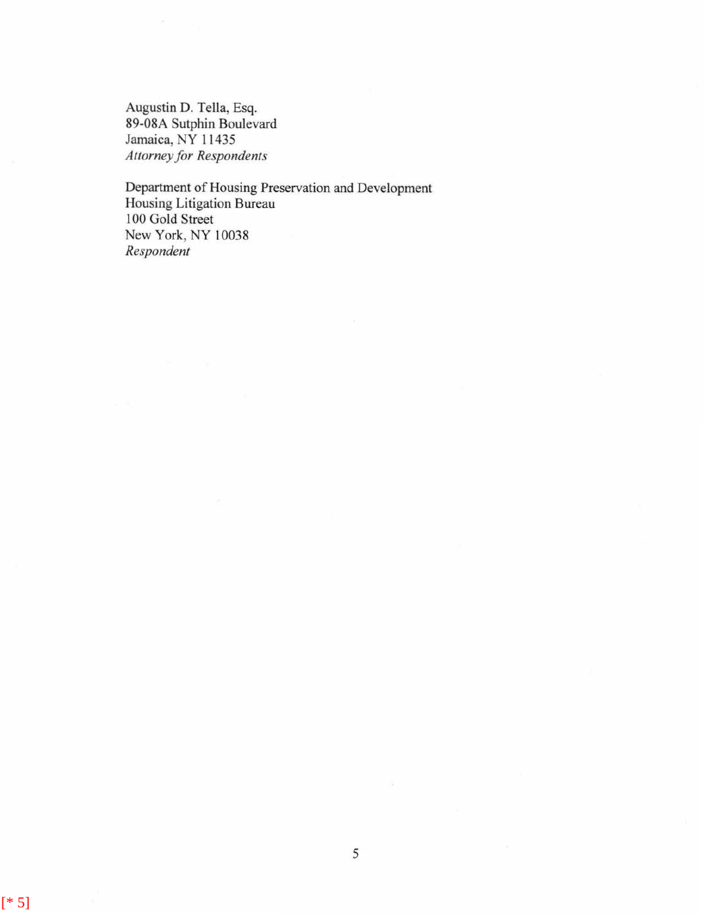Augustin D. Tella, Esq.
89-08A Sutphin Boulevard
Jamaica, NY 11435
*Attorney for Respondents*

Department of Housing Preservation and Development
Housing Litigation Bureau
100 Gold Street
New York, NY 10038
*Respondent*